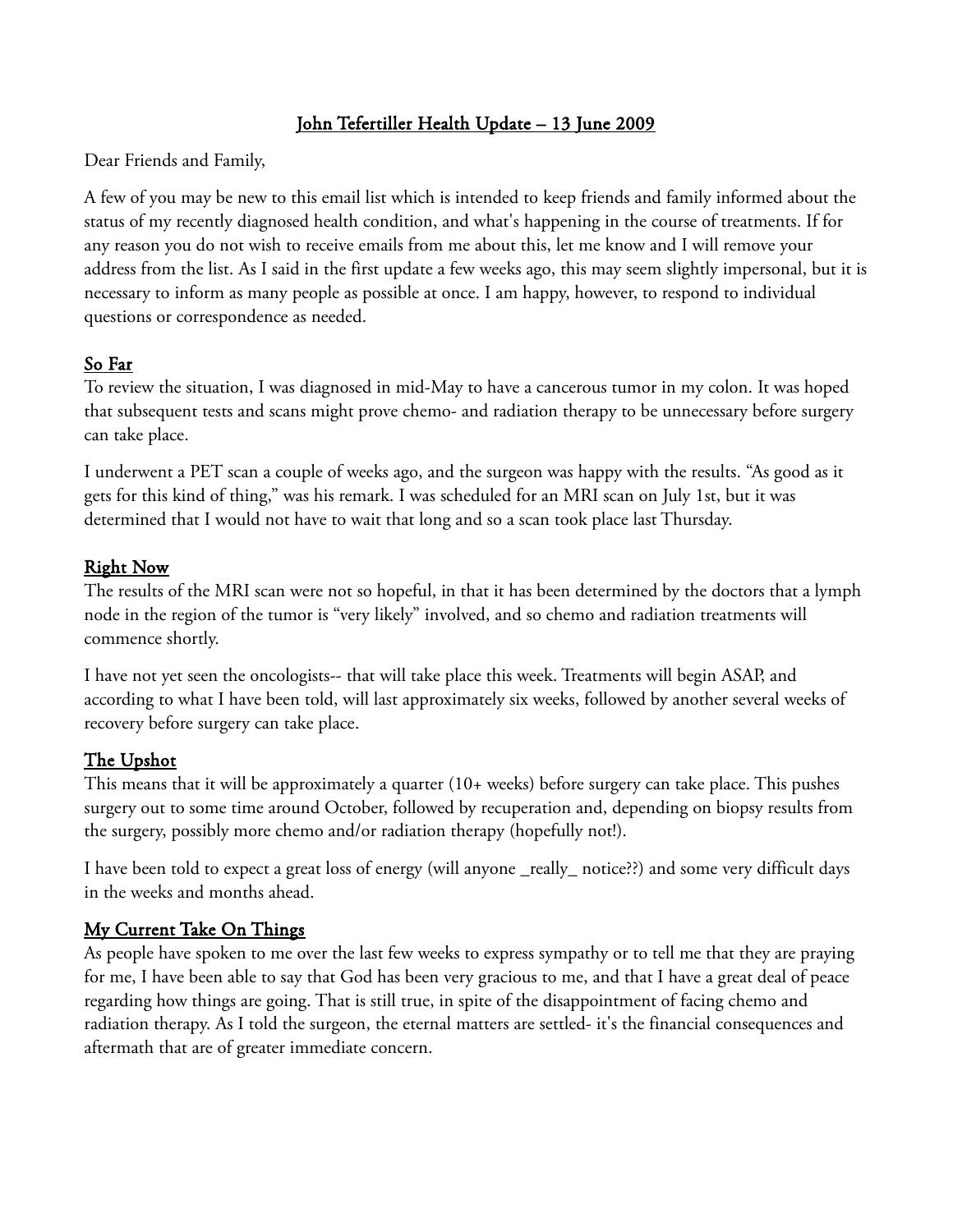# John Tefertiller Health Update – 13 June 2009

Dear Friends and Family,

A few of you may be new to this email list which is intended to keep friends and family informed about the status of my recently diagnosed health condition, and what's happening in the course of treatments. If for any reason you do not wish to receive emails from me about this, let me know and I will remove your address from the list. As I said in the first update a few weeks ago, this may seem slightly impersonal, but it is necessary to inform as many people as possible at once. I am happy, however, to respond to individual questions or correspondence as needed.

## So Far

To review the situation, I was diagnosed in mid-May to have a cancerous tumor in my colon. It was hoped that subsequent tests and scans might prove chemo- and radiation therapy to be unnecessary before surgery can take place.

I underwent a PET scan a couple of weeks ago, and the surgeon was happy with the results. "As good as it gets for this kind of thing," was his remark. I was scheduled for an MRI scan on July 1st, but it was determined that I would not have to wait that long and so a scan took place last Thursday.

## Right Now

The results of the MRI scan were not so hopeful, in that it has been determined by the doctors that a lymph node in the region of the tumor is "very likely" involved, and so chemo and radiation treatments will commence shortly.

I have not yet seen the oncologists-- that will take place this week. Treatments will begin ASAP, and according to what I have been told, will last approximately six weeks, followed by another several weeks of recovery before surgery can take place.

## The Upshot

This means that it will be approximately a quarter (10+ weeks) before surgery can take place. This pushes surgery out to some time around October, followed by recuperation and, depending on biopsy results from the surgery, possibly more chemo and/or radiation therapy (hopefully not!).

I have been told to expect a great loss of energy (will anyone _really_ notice??) and some very difficult days in the weeks and months ahead.

## My Current Take On Things

As people have spoken to me over the last few weeks to express sympathy or to tell me that they are praying for me, I have been able to say that God has been very gracious to me, and that I have a great deal of peace regarding how things are going. That is still true, in spite of the disappointment of facing chemo and radiation therapy. As I told the surgeon, the eternal matters are settled- it's the financial consequences and aftermath that are of greater immediate concern.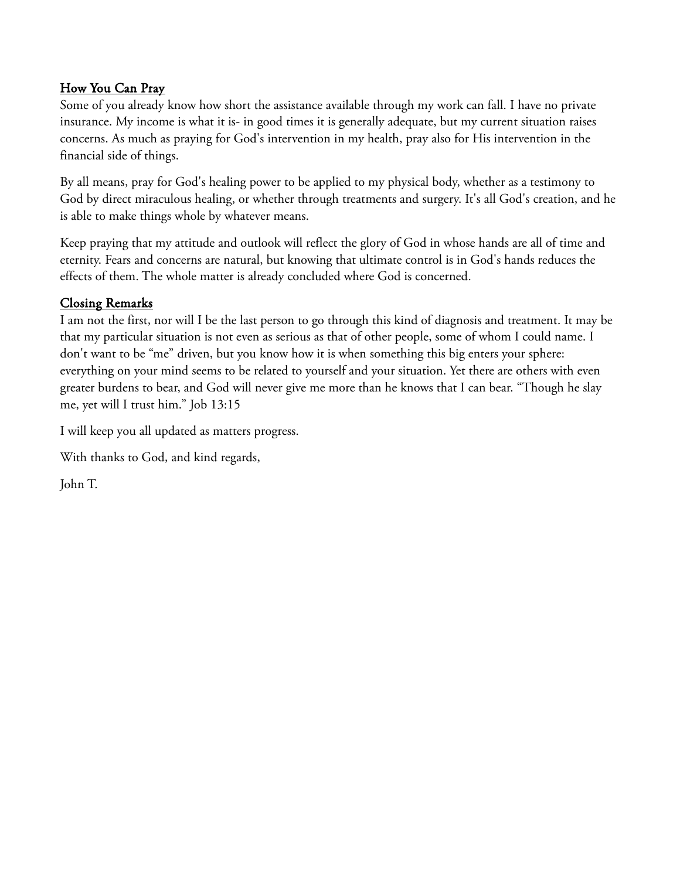## How You Can Pray

Some of you already know how short the assistance available through my work can fall. I have no private insurance. My income is what it is- in good times it is generally adequate, but my current situation raises concerns. As much as praying for God's intervention in my health, pray also for His intervention in the financial side of things.

By all means, pray for God's healing power to be applied to my physical body, whether as a testimony to God by direct miraculous healing, or whether through treatments and surgery. It's all God's creation, and he is able to make things whole by whatever means.

Keep praying that my attitude and outlook will reflect the glory of God in whose hands are all of time and eternity. Fears and concerns are natural, but knowing that ultimate control is in God's hands reduces the effects of them. The whole matter is already concluded where God is concerned.

## Closing Remarks

I am not the first, nor will I be the last person to go through this kind of diagnosis and treatment. It may be that my particular situation is not even as serious as that of other people, some of whom I could name. I don't want to be “me” driven, but you know how it is when something this big enters your sphere: everything on your mind seems to be related to yourself and your situation. Yet there are others with even greater burdens to bear, and God will never give me more than he knows that I can bear. “Though he slay me, yet will I trust him.” Job 13:15

I will keep you all updated as matters progress.

With thanks to God, and kind regards,

John T.